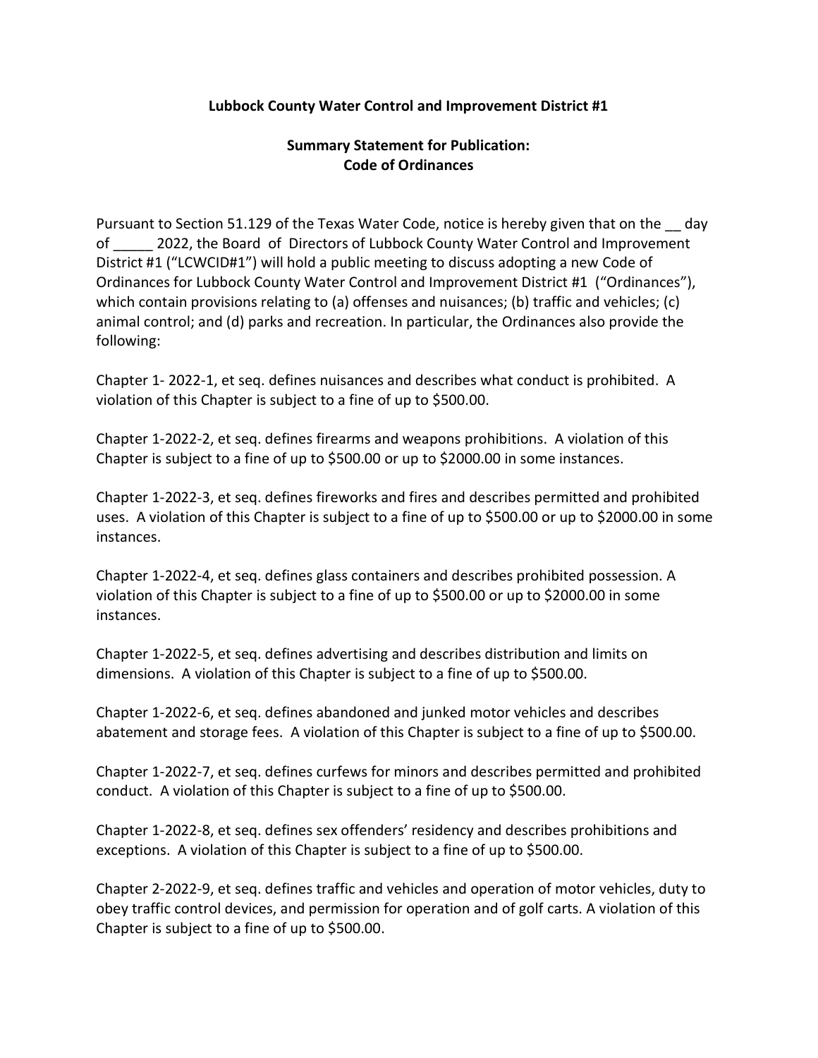**Lubbock County Water Control and Improvement District #1**

**Summary Statement for Publication:**
**Code of Ordinances**

Pursuant to Section 51.129 of the Texas Water Code, notice is hereby given that on the __ day of _____ 2022, the Board of Directors of Lubbock County Water Control and Improvement District #1 ("LCWCID#1") will hold a public meeting to discuss adopting a new Code of Ordinances for Lubbock County Water Control and Improvement District #1 ("Ordinances"), which contain provisions relating to (a) offenses and nuisances; (b) traffic and vehicles; (c) animal control; and (d) parks and recreation. In particular, the Ordinances also provide the following:

Chapter 1- 2022-1, et seq. defines nuisances and describes what conduct is prohibited. A violation of this Chapter is subject to a fine of up to $500.00.

Chapter 1-2022-2, et seq. defines firearms and weapons prohibitions. A violation of this Chapter is subject to a fine of up to $500.00 or up to $2000.00 in some instances.

Chapter 1-2022-3, et seq. defines fireworks and fires and describes permitted and prohibited uses. A violation of this Chapter is subject to a fine of up to $500.00 or up to $2000.00 in some instances.

Chapter 1-2022-4, et seq. defines glass containers and describes prohibited possession. A violation of this Chapter is subject to a fine of up to $500.00 or up to $2000.00 in some instances.

Chapter 1-2022-5, et seq. defines advertising and describes distribution and limits on dimensions. A violation of this Chapter is subject to a fine of up to $500.00.

Chapter 1-2022-6, et seq. defines abandoned and junked motor vehicles and describes abatement and storage fees. A violation of this Chapter is subject to a fine of up to $500.00.

Chapter 1-2022-7, et seq. defines curfews for minors and describes permitted and prohibited conduct. A violation of this Chapter is subject to a fine of up to $500.00.

Chapter 1-2022-8, et seq. defines sex offenders' residency and describes prohibitions and exceptions. A violation of this Chapter is subject to a fine of up to $500.00.

Chapter 2-2022-9, et seq. defines traffic and vehicles and operation of motor vehicles, duty to obey traffic control devices, and permission for operation and of golf carts. A violation of this Chapter is subject to a fine of up to $500.00.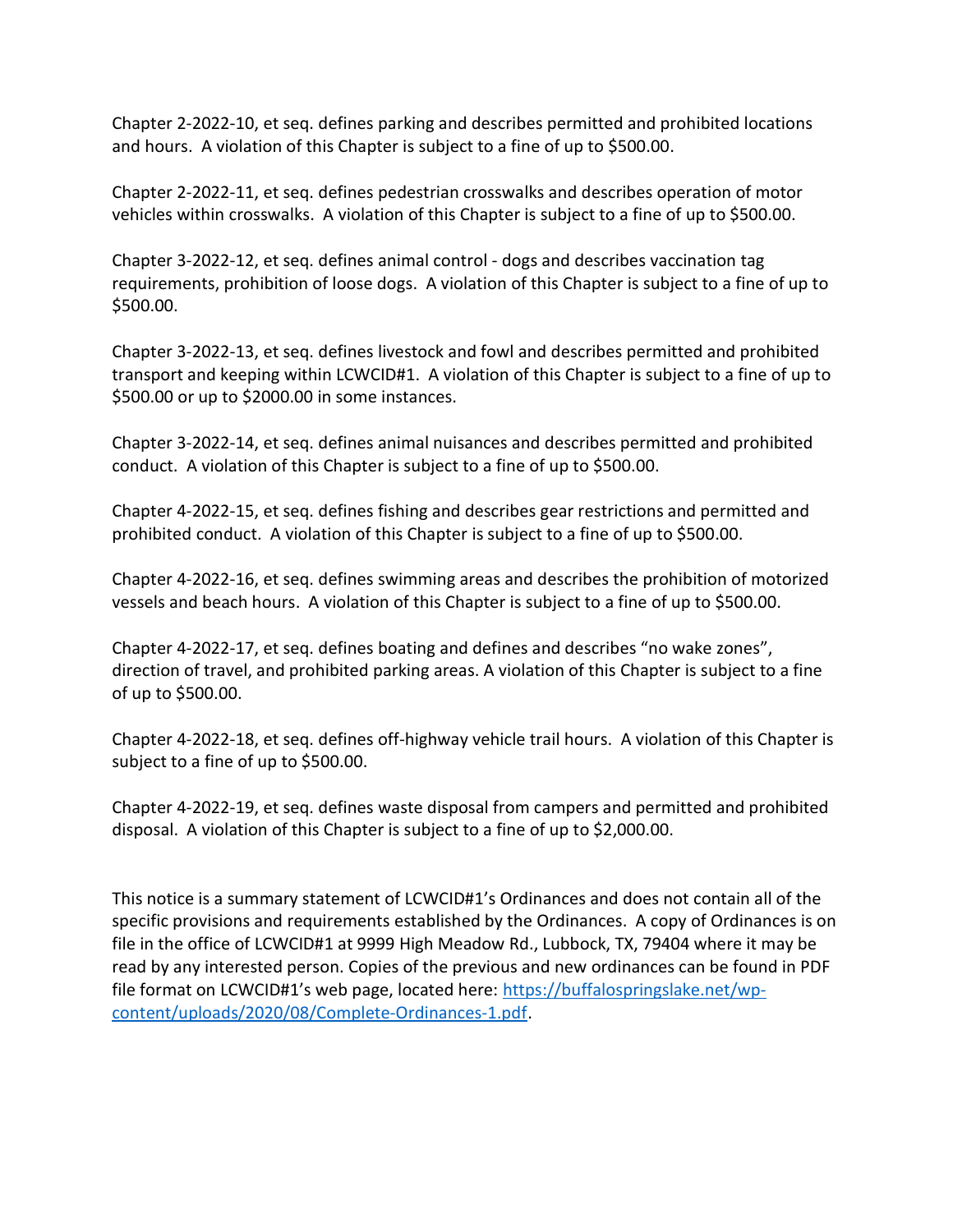Chapter 2-2022-10, et seq. defines parking and describes permitted and prohibited locations and hours. A violation of this Chapter is subject to a fine of up to $500.00.

Chapter 2-2022-11, et seq. defines pedestrian crosswalks and describes operation of motor vehicles within crosswalks. A violation of this Chapter is subject to a fine of up to $500.00.

Chapter 3-2022-12, et seq. defines animal control - dogs and describes vaccination tag requirements, prohibition of loose dogs. A violation of this Chapter is subject to a fine of up to $500.00.

Chapter 3-2022-13, et seq. defines livestock and fowl and describes permitted and prohibited transport and keeping within LCWCID#1. A violation of this Chapter is subject to a fine of up to $500.00 or up to $2000.00 in some instances.

Chapter 3-2022-14, et seq. defines animal nuisances and describes permitted and prohibited conduct. A violation of this Chapter is subject to a fine of up to $500.00.

Chapter 4-2022-15, et seq. defines fishing and describes gear restrictions and permitted and prohibited conduct. A violation of this Chapter is subject to a fine of up to $500.00.

Chapter 4-2022-16, et seq. defines swimming areas and describes the prohibition of motorized vessels and beach hours. A violation of this Chapter is subject to a fine of up to $500.00.

Chapter 4-2022-17, et seq. defines boating and defines and describes "no wake zones", direction of travel, and prohibited parking areas. A violation of this Chapter is subject to a fine of up to $500.00.

Chapter 4-2022-18, et seq. defines off-highway vehicle trail hours. A violation of this Chapter is subject to a fine of up to $500.00.

Chapter 4-2022-19, et seq. defines waste disposal from campers and permitted and prohibited disposal. A violation of this Chapter is subject to a fine of up to $2,000.00.

This notice is a summary statement of LCWCID#1's Ordinances and does not contain all of the specific provisions and requirements established by the Ordinances. A copy of Ordinances is on file in the office of LCWCID#1 at 9999 High Meadow Rd., Lubbock, TX, 79404 where it may be read by any interested person. Copies of the previous and new ordinances can be found in PDF file format on LCWCID#1's web page, located here: [https://buffalospringslake.net/wp-content/uploads/2020/08/Complete-Ordinances-1.pdf](https://buffalospringslake.net/wp-content/uploads/2020/08/Complete-Ordinances-1.pdf).